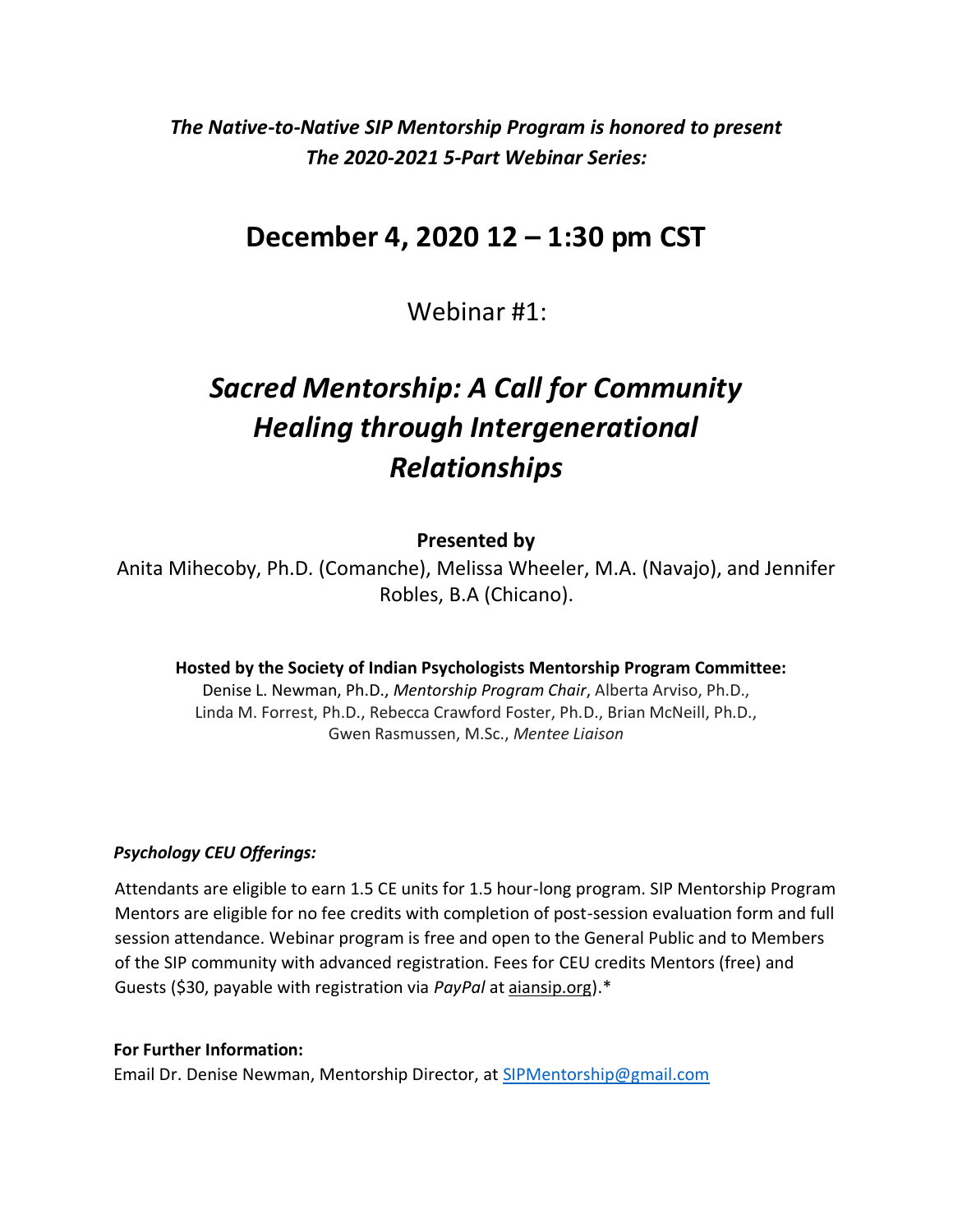***The Native-to-Native SIP Mentorship Program is honored to present***
***The 2020-2021 5-Part Webinar Series:***

## December 4, 2020 12 – 1:30 pm CST

Webinar #1:

# *Sacred Mentorship: A Call for Community Healing through Intergenerational Relationships*

**Presented by**

Anita Mihecoby, Ph.D. (Comanche), Melissa Wheeler, M.A. (Navajo), and Jennifer Robles, B.A (Chicano).

**Hosted by the Society of Indian Psychologists Mentorship Program Committee:**
Denise L. Newman, Ph.D., *Mentorship Program Chair*, Alberta Arviso, Ph.D., Linda M. Forrest, Ph.D., Rebecca Crawford Foster, Ph.D., Brian McNeill, Ph.D., Gwen Rasmussen, M.Sc., *Mentee Liaison*

***Psychology CEU Offerings:***

Attendants are eligible to earn 1.5 CE units for 1.5 hour-long program. SIP Mentorship Program Mentors are eligible for no fee credits with completion of post-session evaluation form and full session attendance. Webinar program is free and open to the General Public and to Members of the SIP community with advanced registration. Fees for CEU credits Mentors (free) and Guests ($30, payable with registration via *PayPal* at aiansip.org).*

**For Further Information:**
Email Dr. Denise Newman, Mentorship Director, at SIPMentorship@gmail.com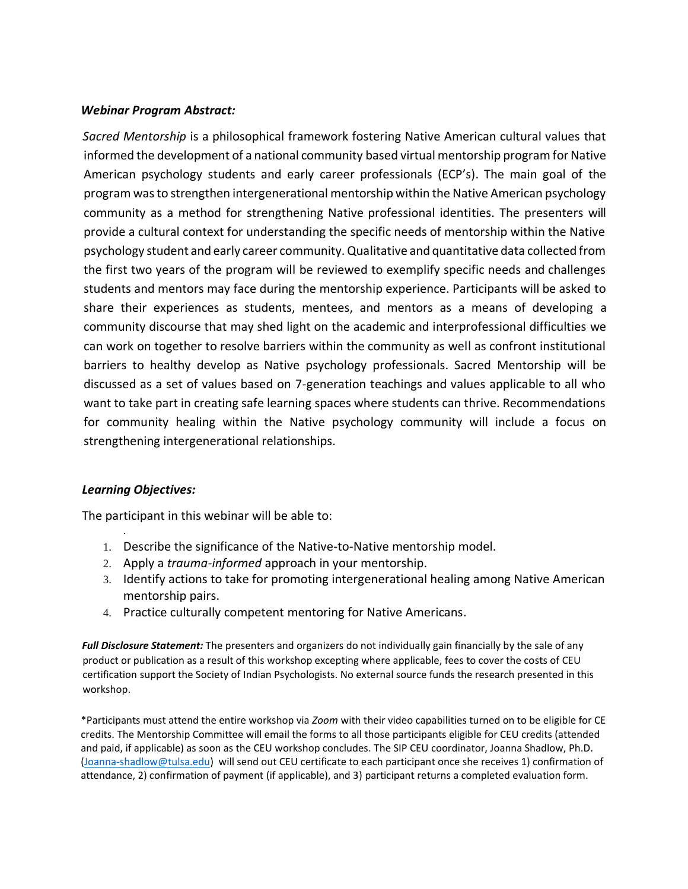***Webinar Program Abstract:***

*Sacred Mentorship* is a philosophical framework fostering Native American cultural values that informed the development of a national community based virtual mentorship program for Native American psychology students and early career professionals (ECP's). The main goal of the program was to strengthen intergenerational mentorship within the Native American psychology community as a method for strengthening Native professional identities. The presenters will provide a cultural context for understanding the specific needs of mentorship within the Native psychology student and early career community. Qualitative and quantitative data collected from the first two years of the program will be reviewed to exemplify specific needs and challenges students and mentors may face during the mentorship experience. Participants will be asked to share their experiences as students, mentees, and mentors as a means of developing a community discourse that may shed light on the academic and interprofessional difficulties we can work on together to resolve barriers within the community as well as confront institutional barriers to healthy develop as Native psychology professionals. Sacred Mentorship will be discussed as a set of values based on 7-generation teachings and values applicable to all who want to take part in creating safe learning spaces where students can thrive. Recommendations for community healing within the Native psychology community will include a focus on strengthening intergenerational relationships.

***Learning Objectives:***

The participant in this webinar will be able to:

1. Describe the significance of the Native-to-Native mentorship model.
2. Apply a *trauma-informed* approach in your mentorship.
3. Identify actions to take for promoting intergenerational healing among Native American mentorship pairs.
4. Practice culturally competent mentoring for Native Americans.

***Full Disclosure Statement:*** The presenters and organizers do not individually gain financially by the sale of any product or publication as a result of this workshop excepting where applicable, fees to cover the costs of CEU certification support the Society of Indian Psychologists. No external source funds the research presented in this workshop.

*Participants must attend the entire workshop via *Zoom* with their video capabilities turned on to be eligible for CE credits. The Mentorship Committee will email the forms to all those participants eligible for CEU credits (attended and paid, if applicable) as soon as the CEU workshop concludes. The SIP CEU coordinator, Joanna Shadlow, Ph.D. (Joanna-shadlow@tulsa.edu) will send out CEU certificate to each participant once she receives 1) confirmation of attendance, 2) confirmation of payment (if applicable), and 3) participant returns a completed evaluation form.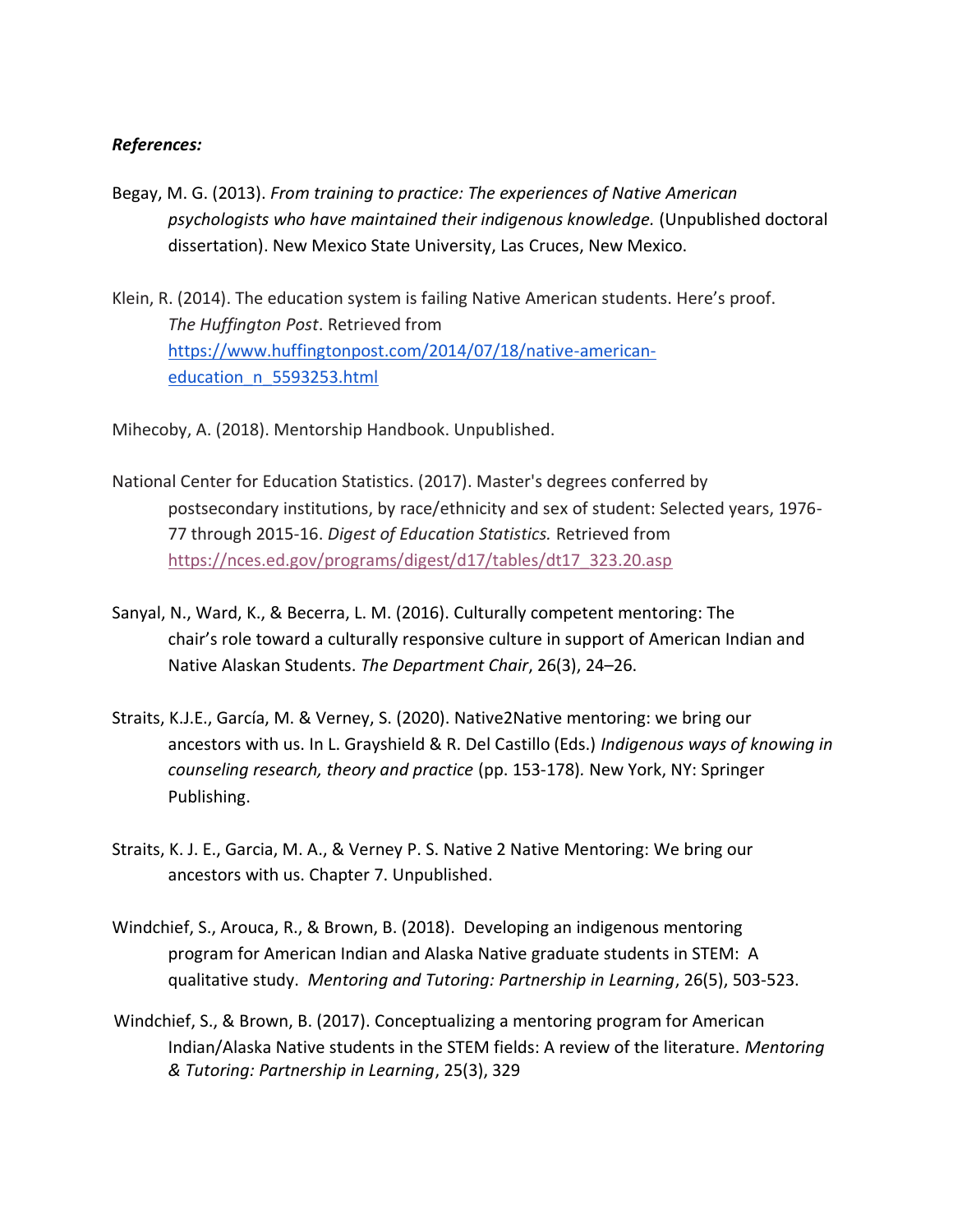***References:***

Begay, M. G. (2013). *From training to practice: The experiences of Native American psychologists who have maintained their indigenous knowledge.* (Unpublished doctoral dissertation). New Mexico State University, Las Cruces, New Mexico.

Klein, R. (2014). The education system is failing Native American students. Here's proof. *The Huffington Post*. Retrieved from [https://www.huffingtonpost.com/2014/07/18/native-american-education_n_5593253.html](https://www.huffingtonpost.com/2014/07/18/native-american-education_n_5593253.html)

Mihecoby, A. (2018). Mentorship Handbook. Unpublished.

National Center for Education Statistics. (2017). Master's degrees conferred by postsecondary institutions, by race/ethnicity and sex of student: Selected years, 1976-77 through 2015-16. *Digest of Education Statistics.* Retrieved from [https://nces.ed.gov/programs/digest/d17/tables/dt17_323.20.asp](https://nces.ed.gov/programs/digest/d17/tables/dt17_323.20.asp)

Sanyal, N., Ward, K., & Becerra, L. M. (2016). Culturally competent mentoring: The chair's role toward a culturally responsive culture in support of American Indian and Native Alaskan Students. *The Department Chair*, 26(3), 24–26.

Straits, K.J.E., García, M. & Verney, S. (2020). Native2Native mentoring: we bring our ancestors with us. In L. Grayshield & R. Del Castillo (Eds.) *Indigenous ways of knowing in counseling research, theory and practice* (pp. 153-178). New York, NY: Springer Publishing.

Straits, K. J. E., Garcia, M. A., & Verney P. S. Native 2 Native Mentoring: We bring our ancestors with us. Chapter 7. Unpublished.

Windchief, S., Arouca, R., & Brown, B. (2018). Developing an indigenous mentoring program for American Indian and Alaska Native graduate students in STEM: A qualitative study. *Mentoring and Tutoring: Partnership in Learning*, 26(5), 503-523.

Windchief, S., & Brown, B. (2017). Conceptualizing a mentoring program for American Indian/Alaska Native students in the STEM fields: A review of the literature. *Mentoring & Tutoring: Partnership in Learning*, 25(3), 329